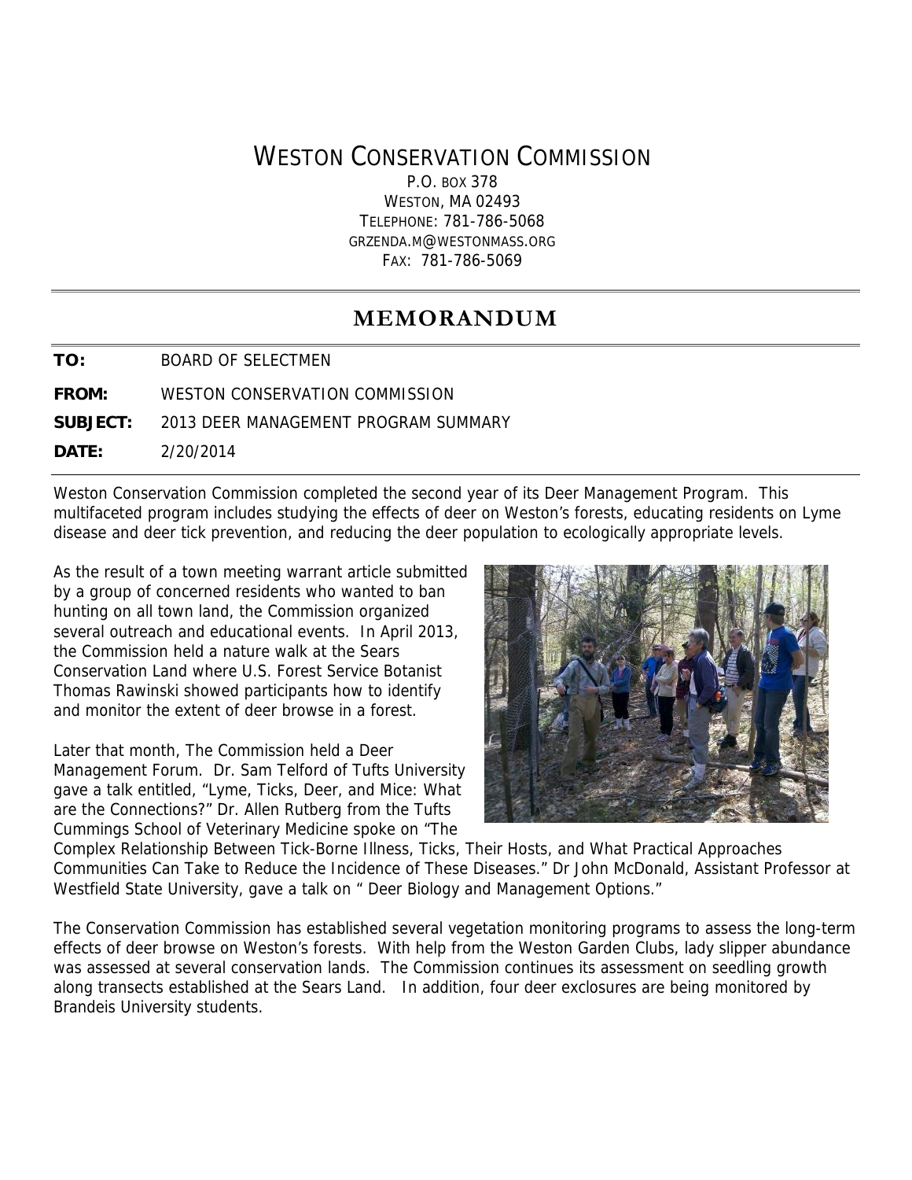# WESTON CONSERVATION COMMISSION

P.O. BOX 378
WESTON, MA 02493
TELEPHONE: 781-786-5068
GRZENDA.M@WESTONMASS.ORG
FAX: 781-786-5069

## MEMORANDUM

**TO:** BOARD OF SELECTMEN

**FROM:** WESTON CONSERVATION COMMISSION

**SUBJECT:** 2013 DEER MANAGEMENT PROGRAM SUMMARY

**DATE:** 2/20/2014

Weston Conservation Commission completed the second year of its Deer Management Program. This multifaceted program includes studying the effects of deer on Weston's forests, educating residents on Lyme disease and deer tick prevention, and reducing the deer population to ecologically appropriate levels.

As the result of a town meeting warrant article submitted by a group of concerned residents who wanted to ban hunting on all town land, the Commission organized several outreach and educational events. In April 2013, the Commission held a nature walk at the Sears Conservation Land where U.S. Forest Service Botanist Thomas Rawinski showed participants how to identify and monitor the extent of deer browse in a forest.

Later that month, The Commission held a Deer Management Forum. Dr. Sam Telford of Tufts University gave a talk entitled, "Lyme, Ticks, Deer, and Mice: What are the Connections?" Dr. Allen Rutberg from the Tufts Cummings School of Veterinary Medicine spoke on "The Complex Relationship Between Tick-Borne Illness, Ticks, Their Hosts, and What Practical Approaches Communities Can Take to Reduce the Incidence of These Diseases." Dr John McDonald, Assistant Professor at Westfield State University, gave a talk on " Deer Biology and Management Options."

The Conservation Commission has established several vegetation monitoring programs to assess the long-term effects of deer browse on Weston's forests. With help from the Weston Garden Clubs, lady slipper abundance was assessed at several conservation lands. The Commission continues its assessment on seedling growth along transects established at the Sears Land. In addition, four deer exclosures are being monitored by Brandeis University students.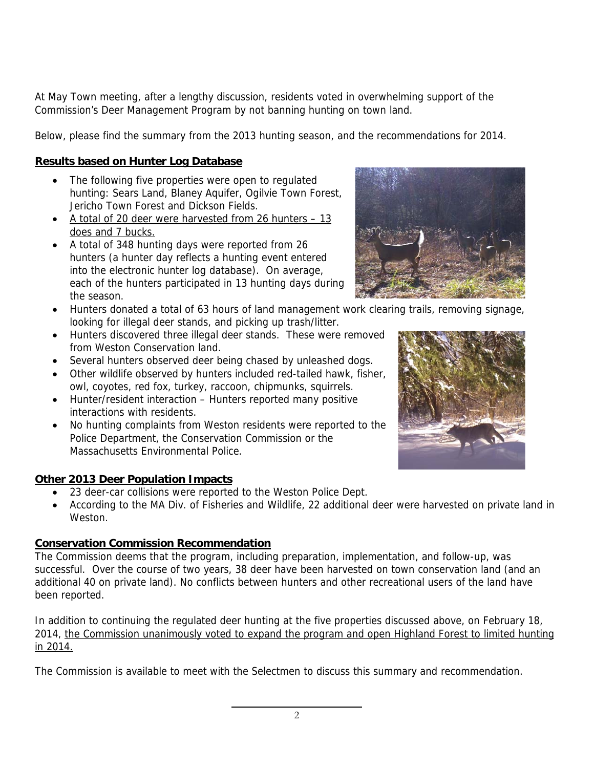At May Town meeting, after a lengthy discussion, residents voted in overwhelming support of the Commission's Deer Management Program by not banning hunting on town land.

Below, please find the summary from the 2013 hunting season, and the recommendations for 2014.

**Results based on Hunter Log Database**

- The following five properties were open to regulated hunting: Sears Land, Blaney Aquifer, Ogilvie Town Forest, Jericho Town Forest and Dickson Fields.
- A total of 20 deer were harvested from 26 hunters – 13 does and 7 bucks.
- A total of 348 hunting days were reported from 26 hunters (a hunter day reflects a hunting event entered into the electronic hunter log database). On average, each of the hunters participated in 13 hunting days during the season.
- Hunters donated a total of 63 hours of land management work clearing trails, removing signage, looking for illegal deer stands, and picking up trash/litter.
- Hunters discovered three illegal deer stands. These were removed from Weston Conservation land.
- Several hunters observed deer being chased by unleashed dogs.
- Other wildlife observed by hunters included red-tailed hawk, fisher, owl, coyotes, red fox, turkey, raccoon, chipmunks, squirrels.
- Hunter/resident interaction – Hunters reported many positive interactions with residents.
- No hunting complaints from Weston residents were reported to the Police Department, the Conservation Commission or the Massachusetts Environmental Police.

**Other 2013 Deer Population Impacts**

- 23 deer-car collisions were reported to the Weston Police Dept.
- According to the MA Div. of Fisheries and Wildlife, 22 additional deer were harvested on private land in Weston.

**Conservation Commission Recommendation**

The Commission deems that the program, including preparation, implementation, and follow-up, was successful. Over the course of two years, 38 deer have been harvested on town conservation land (and an additional 40 on private land). No conflicts between hunters and other recreational users of the land have been reported.

In addition to continuing the regulated deer hunting at the five properties discussed above, on February 18, 2014, the Commission unanimously voted to expand the program and open Highland Forest to limited hunting in 2014.

The Commission is available to meet with the Selectmen to discuss this summary and recommendation.